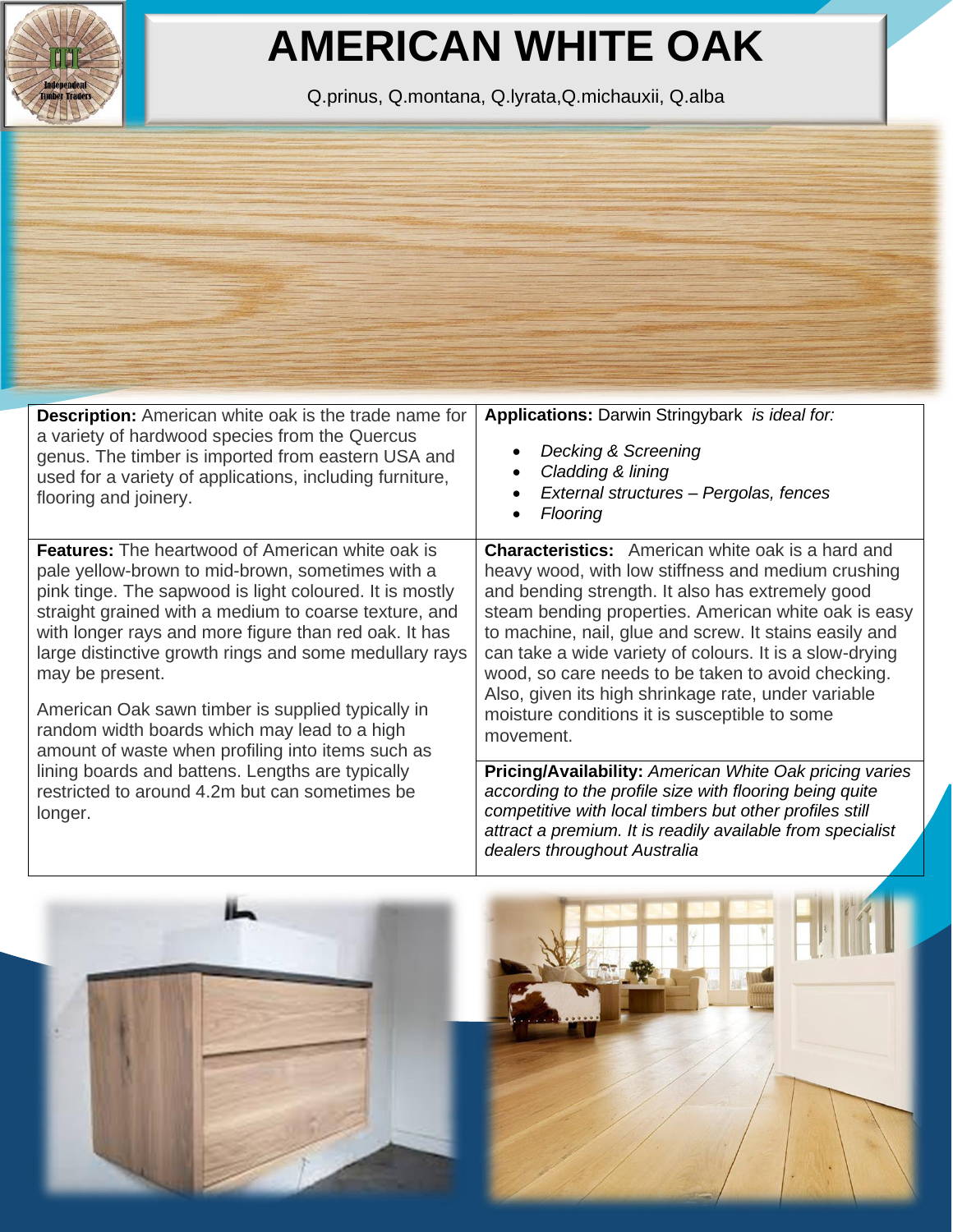# AMERICAN WHITE OAK

Q.prinus, Q.montana, Q.lyrata,Q.michauxii, Q.alba

**Description:** American white oak is the trade name for a variety of hardwood species from the Quercus genus. The timber is imported from eastern USA and used for a variety of applications, including furniture, flooring and joinery.

**Applications:** Darwin Stringybark *is ideal for:*

- *Decking & Screening*
- *Cladding & lining*
- *External structures – Pergolas, fences*
- *Flooring*

**Features:** The heartwood of American white oak is pale yellow-brown to mid-brown, sometimes with a pink tinge. The sapwood is light coloured. It is mostly straight grained with a medium to coarse texture, and with longer rays and more figure than red oak. It has large distinctive growth rings and some medullary rays may be present.

American Oak sawn timber is supplied typically in random width boards which may lead to a high amount of waste when profiling into items such as lining boards and battens. Lengths are typically restricted to around 4.2m but can sometimes be longer.

**Characteristics:** American white oak is a hard and heavy wood, with low stiffness and medium crushing and bending strength. It also has extremely good steam bending properties. American white oak is easy to machine, nail, glue and screw. It stains easily and can take a wide variety of colours. It is a slow-drying wood, so care needs to be taken to avoid checking. Also, given its high shrinkage rate, under variable moisture conditions it is susceptible to some movement.

**Pricing/Availability:** *American White Oak pricing varies according to the profile size with flooring being quite competitive with local timbers but other profiles still attract a premium. It is readily available from specialist dealers throughout Australia*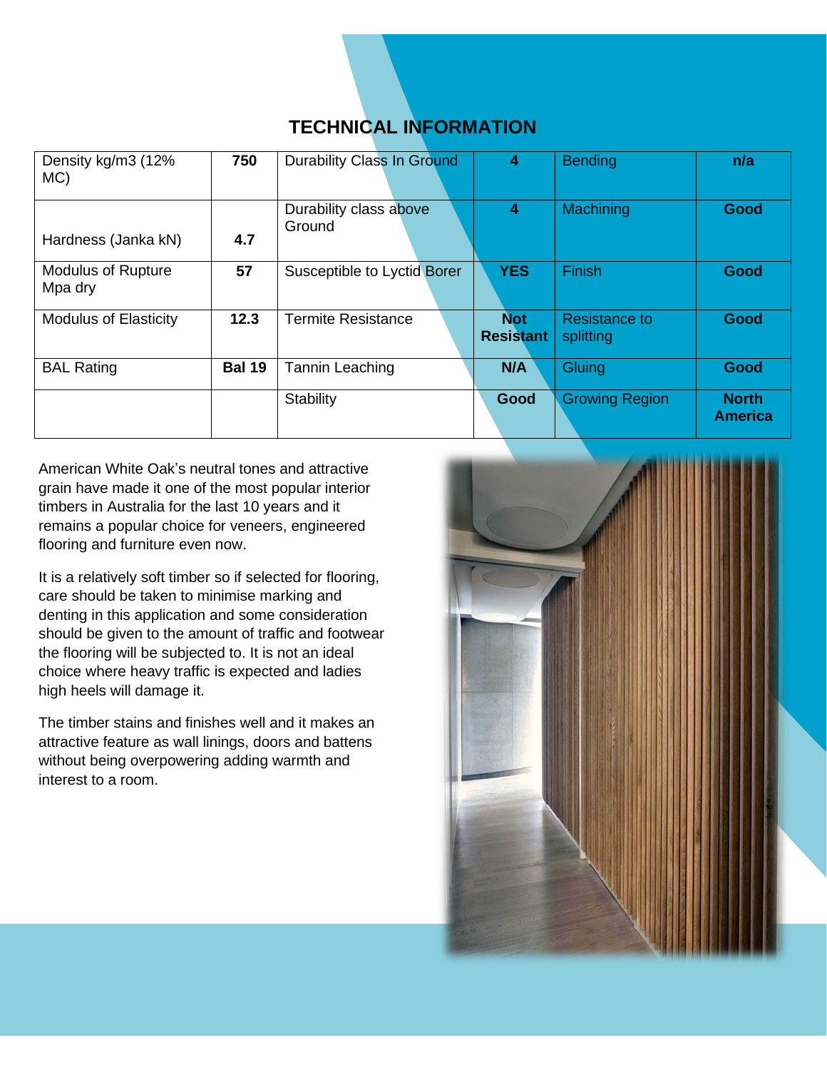## TECHNICAL INFORMATION

| | | | | | |
|---|---|---|---|---|---|
| Density kg/m3 (12% MC) | **750** | Durability Class In Ground | **4** | Bending | **n/a** |
| Hardness (Janka kN) | **4.7** | Durability class above Ground | **4** | Machining | **Good** |
| Modulus of Rupture Mpa dry | **57** | Susceptible to Lyctid Borer | **YES** | Finish | **Good** |
| Modulus of Elasticity | **12.3** | Termite Resistance | **Not Resistant** | Resistance to splitting | **Good** |
| BAL Rating | **Bal 19** | Tannin Leaching | **N/A** | Gluing | **Good** |
| | | Stability | **Good** | Growing Region | **North America** |

American White Oak's neutral tones and attractive grain have made it one of the most popular interior timbers in Australia for the last 10 years and it remains a popular choice for veneers, engineered flooring and furniture even now.

It is a relatively soft timber so if selected for flooring, care should be taken to minimise marking and denting in this application and some consideration should be given to the amount of traffic and footwear the flooring will be subjected to. It is not an ideal choice where heavy traffic is expected and ladies high heels will damage it.

The timber stains and finishes well and it makes an attractive feature as wall linings, doors and battens without being overpowering adding warmth and interest to a room.